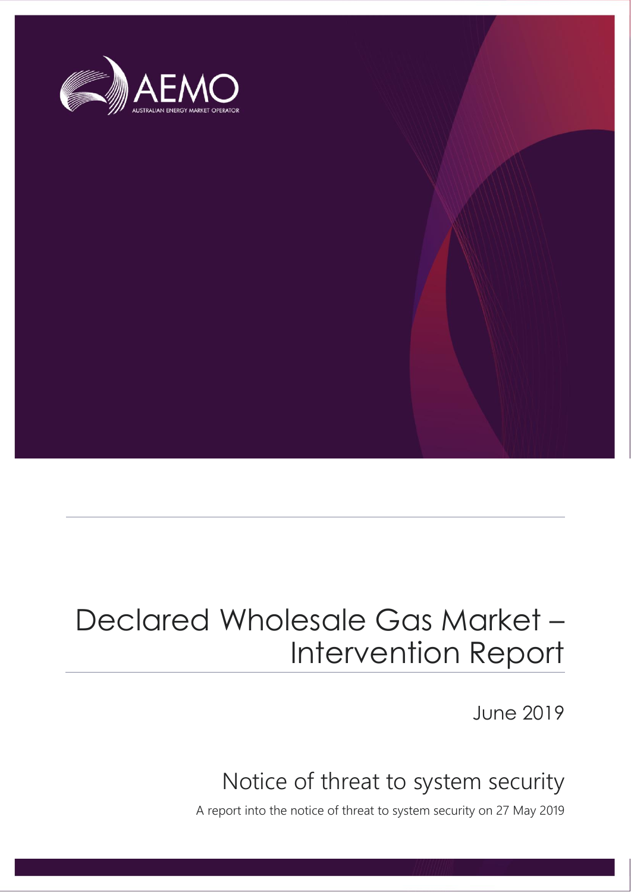AEMO

AUSTRALIAN ENERGY MARKET OPERATOR

# Declared Wholesale Gas Market – Intervention Report

June 2019

## Notice of threat to system security

A report into the notice of threat to system security on 27 May 2019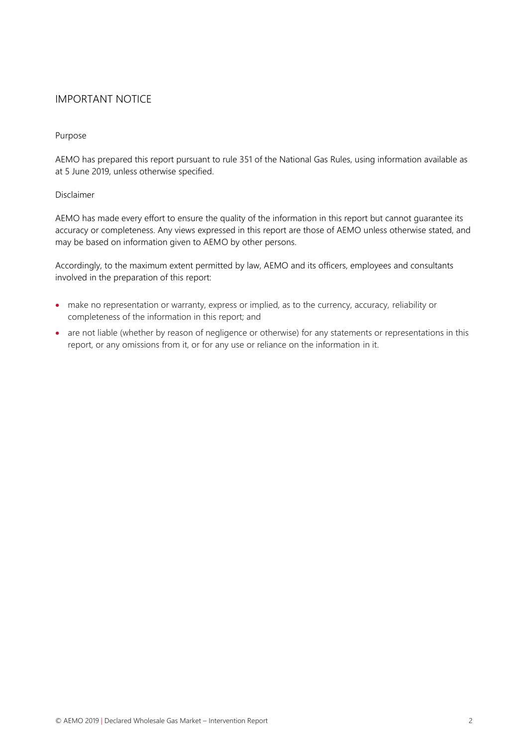# IMPORTANT NOTICE

## Purpose

AEMO has prepared this report pursuant to rule 351 of the National Gas Rules, using information available as at 5 June 2019, unless otherwise specified.

## Disclaimer

AEMO has made every effort to ensure the quality of the information in this report but cannot guarantee its accuracy or completeness. Any views expressed in this report are those of AEMO unless otherwise stated, and may be based on information given to AEMO by other persons.

Accordingly, to the maximum extent permitted by law, AEMO and its officers, employees and consultants involved in the preparation of this report:

- make no representation or warranty, express or implied, as to the currency, accuracy, reliability or completeness of the information in this report; and
- are not liable (whether by reason of negligence or otherwise) for any statements or representations in this report, or any omissions from it, or for any use or reliance on the information in it.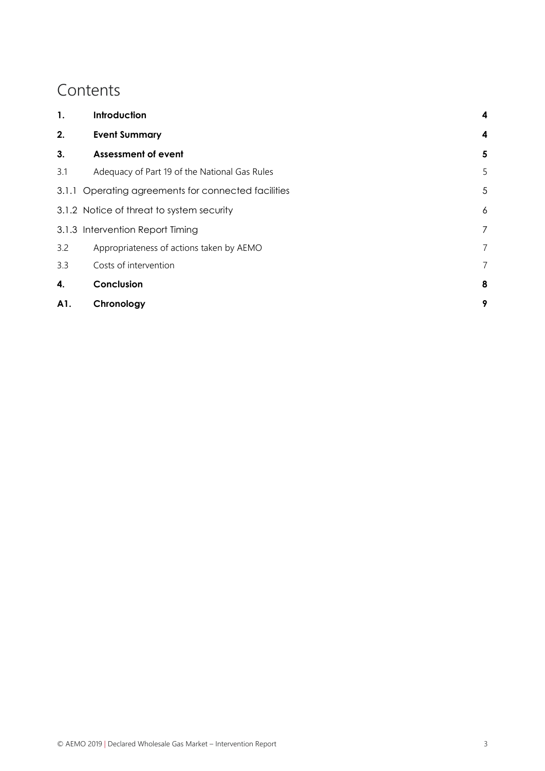# Contents

| | | |
|---|---|---|
| **1.** | **Introduction** | **4** |
| **2.** | **Event Summary** | **4** |
| **3.** | **Assessment of event** | **5** |
| 3.1 | Adequacy of Part 19 of the National Gas Rules | 5 |
| 3.1.1 | Operating agreements for connected facilities | 5 |
| 3.1.2 | Notice of threat to system security | 6 |
| 3.1.3 | Intervention Report Timing | 7 |
| 3.2 | Appropriateness of actions taken by AEMO | 7 |
| 3.3 | Costs of intervention | 7 |
| **4.** | **Conclusion** | **8** |
| **A1.** | **Chronology** | **9** |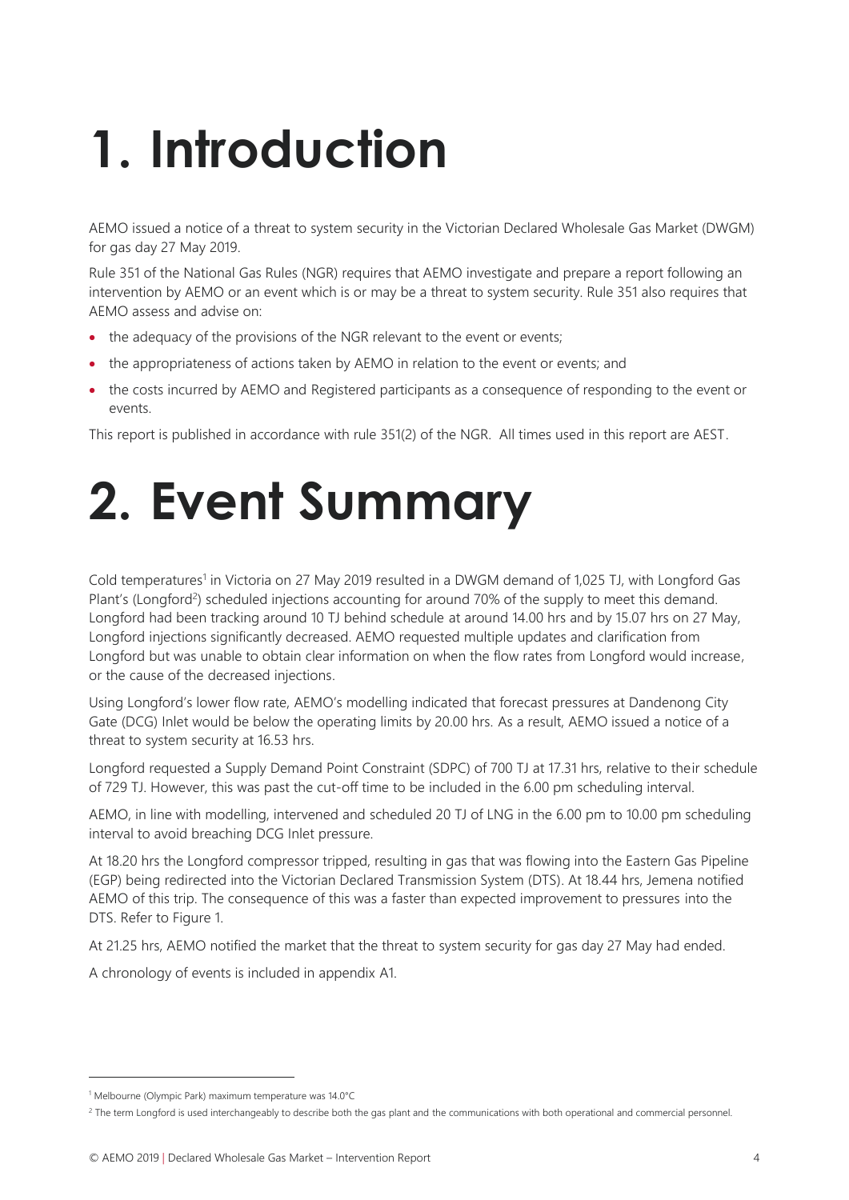# 1. Introduction

AEMO issued a notice of a threat to system security in the Victorian Declared Wholesale Gas Market (DWGM) for gas day 27 May 2019.

Rule 351 of the National Gas Rules (NGR) requires that AEMO investigate and prepare a report following an intervention by AEMO or an event which is or may be a threat to system security. Rule 351 also requires that AEMO assess and advise on:

- the adequacy of the provisions of the NGR relevant to the event or events;
- the appropriateness of actions taken by AEMO in relation to the event or events; and
- the costs incurred by AEMO and Registered participants as a consequence of responding to the event or events.

This report is published in accordance with rule 351(2) of the NGR. All times used in this report are AEST.

# 2. Event Summary

Cold temperatures[1] in Victoria on 27 May 2019 resulted in a DWGM demand of 1,025 TJ, with Longford Gas Plant's (Longford[2]) scheduled injections accounting for around 70% of the supply to meet this demand. Longford had been tracking around 10 TJ behind schedule at around 14.00 hrs and by 15.07 hrs on 27 May, Longford injections significantly decreased. AEMO requested multiple updates and clarification from Longford but was unable to obtain clear information on when the flow rates from Longford would increase, or the cause of the decreased injections.

Using Longford's lower flow rate, AEMO's modelling indicated that forecast pressures at Dandenong City Gate (DCG) Inlet would be below the operating limits by 20.00 hrs. As a result, AEMO issued a notice of a threat to system security at 16.53 hrs.

Longford requested a Supply Demand Point Constraint (SDPC) of 700 TJ at 17.31 hrs, relative to their schedule of 729 TJ. However, this was past the cut-off time to be included in the 6.00 pm scheduling interval.

AEMO, in line with modelling, intervened and scheduled 20 TJ of LNG in the 6.00 pm to 10.00 pm scheduling interval to avoid breaching DCG Inlet pressure.

At 18.20 hrs the Longford compressor tripped, resulting in gas that was flowing into the Eastern Gas Pipeline (EGP) being redirected into the Victorian Declared Transmission System (DTS). At 18.44 hrs, Jemena notified AEMO of this trip. The consequence of this was a faster than expected improvement to pressures into the DTS. Refer to Figure 1.

At 21.25 hrs, AEMO notified the market that the threat to system security for gas day 27 May had ended.

A chronology of events is included in appendix A1.

[1] Melbourne (Olympic Park) maximum temperature was 14.0°C

[2] The term Longford is used interchangeably to describe both the gas plant and the communications with both operational and commercial personnel.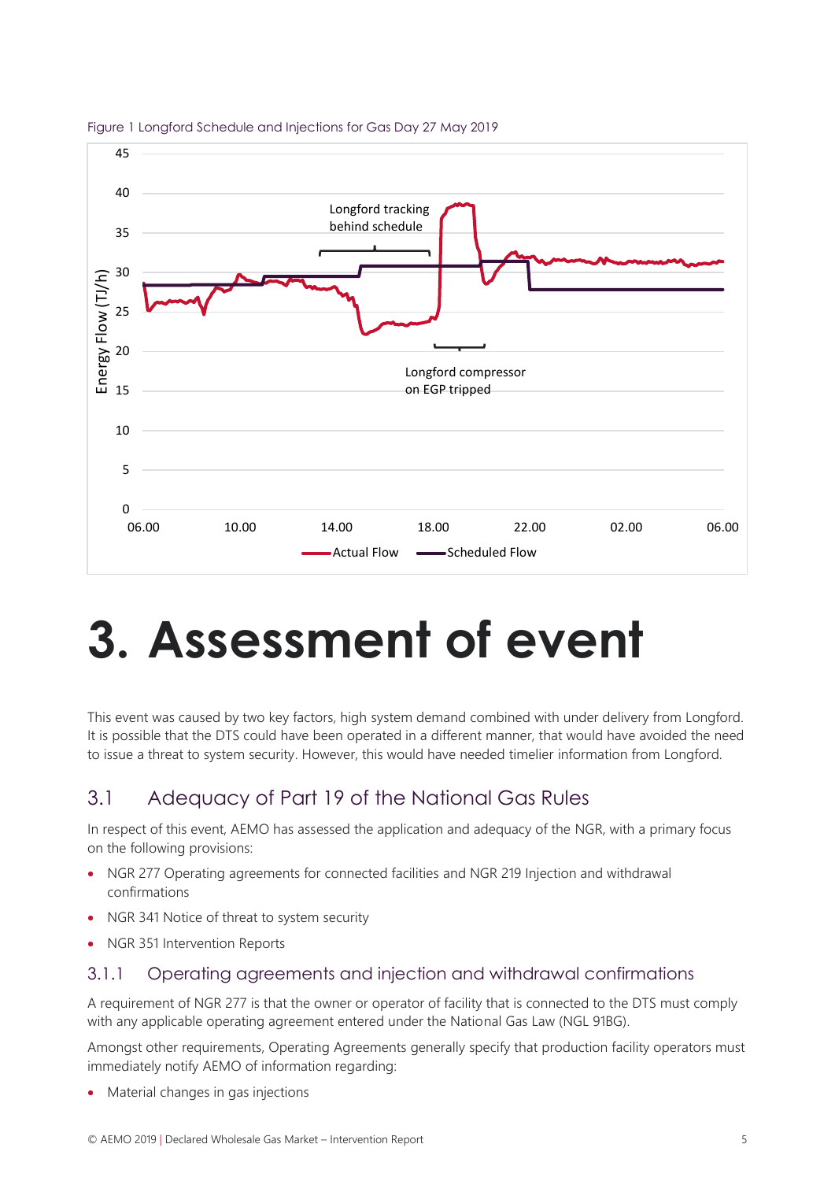Figure 1 Longford Schedule and Injections for Gas Day 27 May 2019

# 3. Assessment of event

This event was caused by two key factors, high system demand combined with under delivery from Longford. It is possible that the DTS could have been operated in a different manner, that would have avoided the need to issue a threat to system security. However, this would have needed timelier information from Longford.

## 3.1 Adequacy of Part 19 of the National Gas Rules

In respect of this event, AEMO has assessed the application and adequacy of the NGR, with a primary focus on the following provisions:

- NGR 277 Operating agreements for connected facilities and NGR 219 Injection and withdrawal confirmations
- NGR 341 Notice of threat to system security
- NGR 351 Intervention Reports

### 3.1.1 Operating agreements and injection and withdrawal confirmations

A requirement of NGR 277 is that the owner or operator of facility that is connected to the DTS must comply with any applicable operating agreement entered under the National Gas Law (NGL 91BG).

Amongst other requirements, Operating Agreements generally specify that production facility operators must immediately notify AEMO of information regarding:

- Material changes in gas injections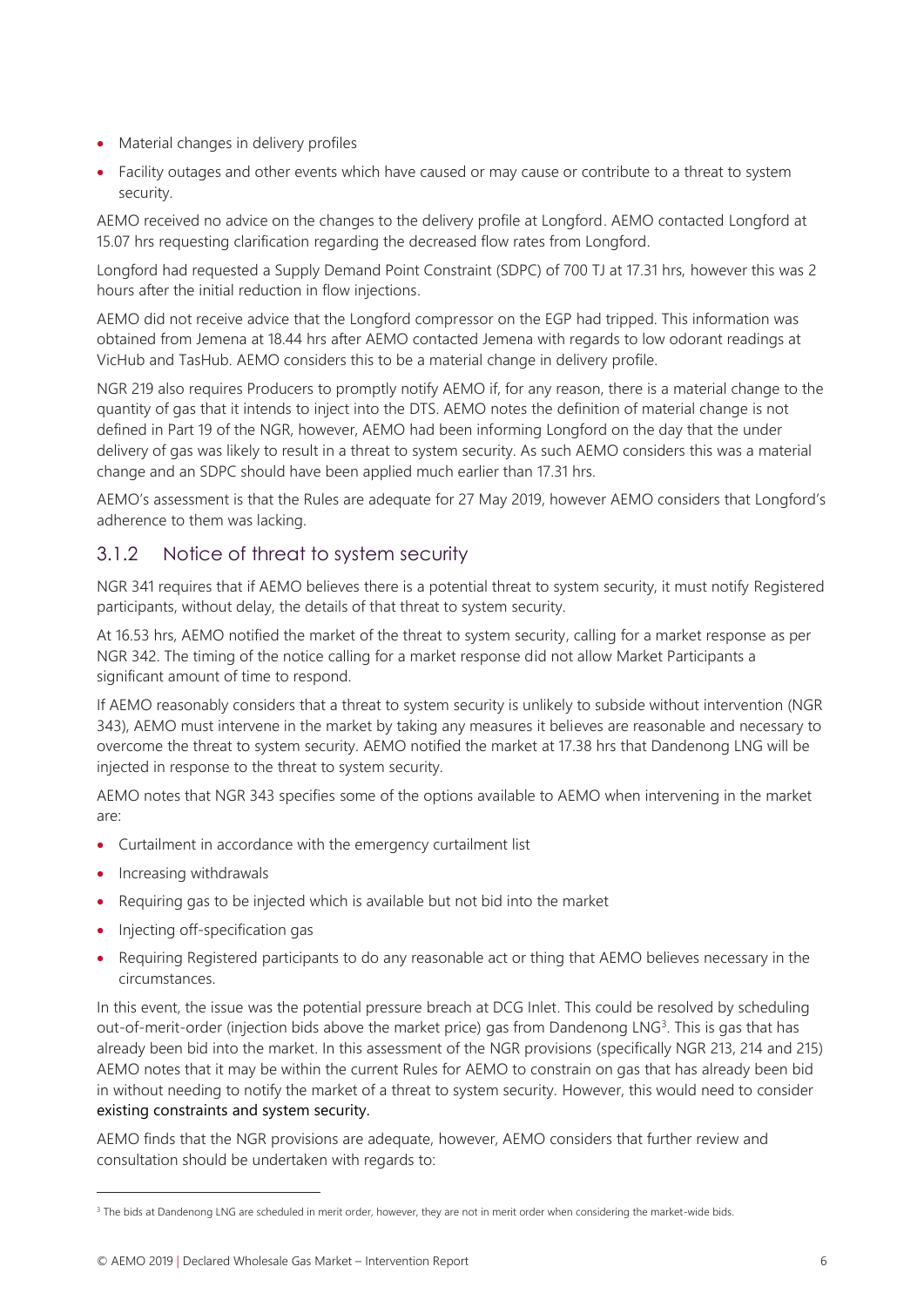- Material changes in delivery profiles
- Facility outages and other events which have caused or may cause or contribute to a threat to system security.

AEMO received no advice on the changes to the delivery profile at Longford. AEMO contacted Longford at 15.07 hrs requesting clarification regarding the decreased flow rates from Longford.

Longford had requested a Supply Demand Point Constraint (SDPC) of 700 TJ at 17.31 hrs, however this was 2 hours after the initial reduction in flow injections.

AEMO did not receive advice that the Longford compressor on the EGP had tripped. This information was obtained from Jemena at 18.44 hrs after AEMO contacted Jemena with regards to low odorant readings at VicHub and TasHub. AEMO considers this to be a material change in delivery profile.

NGR 219 also requires Producers to promptly notify AEMO if, for any reason, there is a material change to the quantity of gas that it intends to inject into the DTS. AEMO notes the definition of material change is not defined in Part 19 of the NGR, however, AEMO had been informing Longford on the day that the under delivery of gas was likely to result in a threat to system security. As such AEMO considers this was a material change and an SDPC should have been applied much earlier than 17.31 hrs.

AEMO's assessment is that the Rules are adequate for 27 May 2019, however AEMO considers that Longford's adherence to them was lacking.

### 3.1.2 Notice of threat to system security

NGR 341 requires that if AEMO believes there is a potential threat to system security, it must notify Registered participants, without delay, the details of that threat to system security.

At 16.53 hrs, AEMO notified the market of the threat to system security, calling for a market response as per NGR 342. The timing of the notice calling for a market response did not allow Market Participants a significant amount of time to respond.

If AEMO reasonably considers that a threat to system security is unlikely to subside without intervention (NGR 343), AEMO must intervene in the market by taking any measures it believes are reasonable and necessary to overcome the threat to system security. AEMO notified the market at 17.38 hrs that Dandenong LNG will be injected in response to the threat to system security.

AEMO notes that NGR 343 specifies some of the options available to AEMO when intervening in the market are:

- Curtailment in accordance with the emergency curtailment list
- Increasing withdrawals
- Requiring gas to be injected which is available but not bid into the market
- Injecting off-specification gas
- Requiring Registered participants to do any reasonable act or thing that AEMO believes necessary in the circumstances.

In this event, the issue was the potential pressure breach at DCG Inlet. This could be resolved by scheduling out-of-merit-order (injection bids above the market price) gas from Dandenong LNG[3]. This is gas that has already been bid into the market. In this assessment of the NGR provisions (specifically NGR 213, 214 and 215) AEMO notes that it may be within the current Rules for AEMO to constrain on gas that has already been bid in without needing to notify the market of a threat to system security. However, this would need to consider existing constraints and system security.

AEMO finds that the NGR provisions are adequate, however, AEMO considers that further review and consultation should be undertaken with regards to:

[3] The bids at Dandenong LNG are scheduled in merit order, however, they are not in merit order when considering the market-wide bids.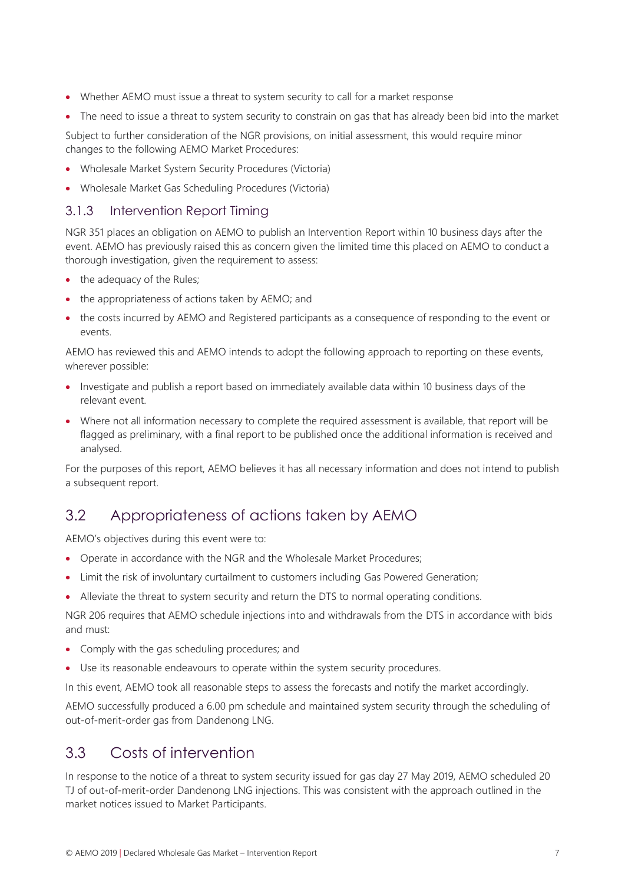- Whether AEMO must issue a threat to system security to call for a market response
- The need to issue a threat to system security to constrain on gas that has already been bid into the market

Subject to further consideration of the NGR provisions, on initial assessment, this would require minor changes to the following AEMO Market Procedures:

- Wholesale Market System Security Procedures (Victoria)
- Wholesale Market Gas Scheduling Procedures (Victoria)

### 3.1.3 Intervention Report Timing

NGR 351 places an obligation on AEMO to publish an Intervention Report within 10 business days after the event. AEMO has previously raised this as concern given the limited time this placed on AEMO to conduct a thorough investigation, given the requirement to assess:

- the adequacy of the Rules;
- the appropriateness of actions taken by AEMO; and
- the costs incurred by AEMO and Registered participants as a consequence of responding to the event or events.

AEMO has reviewed this and AEMO intends to adopt the following approach to reporting on these events, wherever possible:

- Investigate and publish a report based on immediately available data within 10 business days of the relevant event.
- Where not all information necessary to complete the required assessment is available, that report will be flagged as preliminary, with a final report to be published once the additional information is received and analysed.

For the purposes of this report, AEMO believes it has all necessary information and does not intend to publish a subsequent report.

## 3.2 Appropriateness of actions taken by AEMO

AEMO's objectives during this event were to:

- Operate in accordance with the NGR and the Wholesale Market Procedures;
- Limit the risk of involuntary curtailment to customers including Gas Powered Generation;
- Alleviate the threat to system security and return the DTS to normal operating conditions.

NGR 206 requires that AEMO schedule injections into and withdrawals from the DTS in accordance with bids and must:

- Comply with the gas scheduling procedures; and
- Use its reasonable endeavours to operate within the system security procedures.

In this event, AEMO took all reasonable steps to assess the forecasts and notify the market accordingly.

AEMO successfully produced a 6.00 pm schedule and maintained system security through the scheduling of out-of-merit-order gas from Dandenong LNG.

## 3.3 Costs of intervention

In response to the notice of a threat to system security issued for gas day 27 May 2019, AEMO scheduled 20 TJ of out-of-merit-order Dandenong LNG injections. This was consistent with the approach outlined in the market notices issued to Market Participants.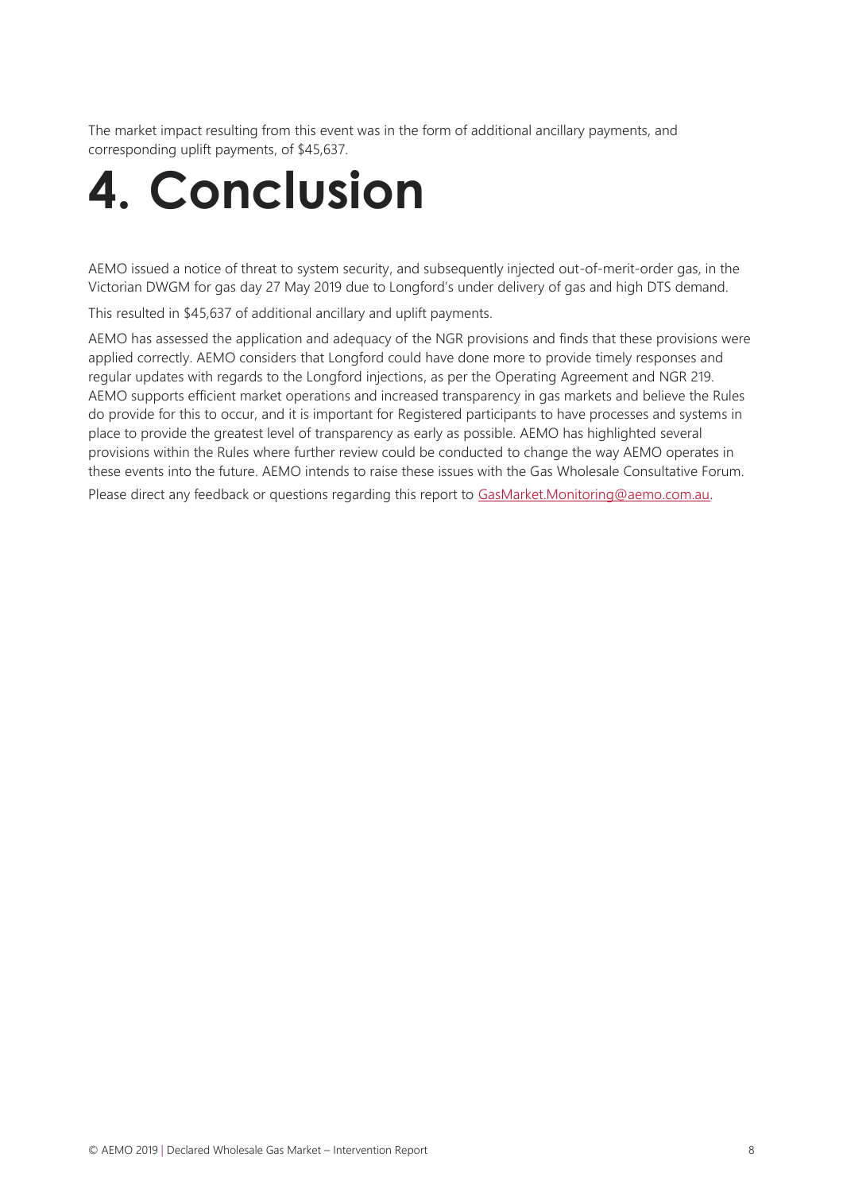The market impact resulting from this event was in the form of additional ancillary payments, and corresponding uplift payments, of $45,637.

# 4. Conclusion

AEMO issued a notice of threat to system security, and subsequently injected out-of-merit-order gas, in the Victorian DWGM for gas day 27 May 2019 due to Longford's under delivery of gas and high DTS demand.

This resulted in $45,637 of additional ancillary and uplift payments.

AEMO has assessed the application and adequacy of the NGR provisions and finds that these provisions were applied correctly. AEMO considers that Longford could have done more to provide timely responses and regular updates with regards to the Longford injections, as per the Operating Agreement and NGR 219. AEMO supports efficient market operations and increased transparency in gas markets and believe the Rules do provide for this to occur, and it is important for Registered participants to have processes and systems in place to provide the greatest level of transparency as early as possible. AEMO has highlighted several provisions within the Rules where further review could be conducted to change the way AEMO operates in these events into the future. AEMO intends to raise these issues with the Gas Wholesale Consultative Forum.

Please direct any feedback or questions regarding this report to GasMarket.Monitoring@aemo.com.au.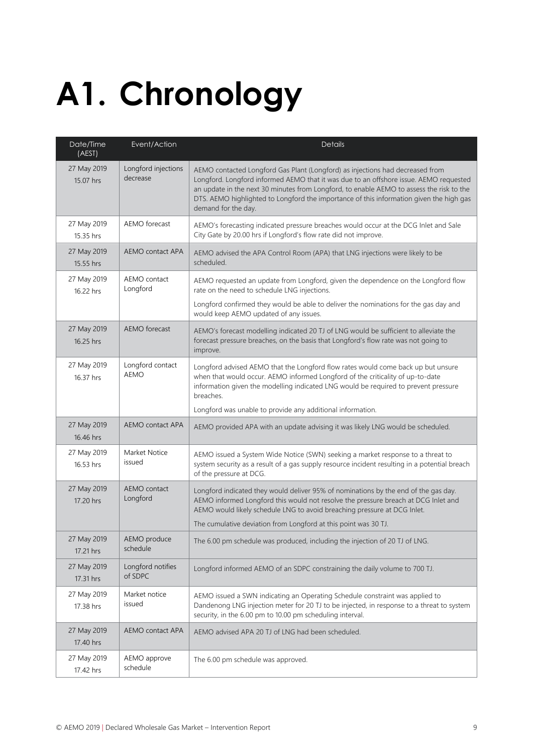# A1. Chronology

| Date/Time (AEST) | Event/Action | Details |
|---|---|---|
| 27 May 2019 15.07 hrs | Longford injections decrease | AEMO contacted Longford Gas Plant (Longford) as injections had decreased from Longford. Longford informed AEMO that it was due to an offshore issue. AEMO requested an update in the next 30 minutes from Longford, to enable AEMO to assess the risk to the DTS. AEMO highlighted to Longford the importance of this information given the high gas demand for the day. |
| 27 May 2019 15.35 hrs | AEMO forecast | AEMO's forecasting indicated pressure breaches would occur at the DCG Inlet and Sale City Gate by 20.00 hrs if Longford's flow rate did not improve. |
| 27 May 2019 15.55 hrs | AEMO contact APA | AEMO advised the APA Control Room (APA) that LNG injections were likely to be scheduled. |
| 27 May 2019 16.22 hrs | AEMO contact Longford | AEMO requested an update from Longford, given the dependence on the Longford flow rate on the need to schedule LNG injections.<br><br>Longford confirmed they would be able to deliver the nominations for the gas day and would keep AEMO updated of any issues. |
| 27 May 2019 16.25 hrs | AEMO forecast | AEMO's forecast modelling indicated 20 TJ of LNG would be sufficient to alleviate the forecast pressure breaches, on the basis that Longford's flow rate was not going to improve. |
| 27 May 2019 16.37 hrs | Longford contact AEMO | Longford advised AEMO that the Longford flow rates would come back up but unsure when that would occur. AEMO informed Longford of the criticality of up-to-date information given the modelling indicated LNG would be required to prevent pressure breaches.<br><br>Longford was unable to provide any additional information. |
| 27 May 2019 16.46 hrs | AEMO contact APA | AEMO provided APA with an update advising it was likely LNG would be scheduled. |
| 27 May 2019 16.53 hrs | Market Notice issued | AEMO issued a System Wide Notice (SWN) seeking a market response to a threat to system security as a result of a gas supply resource incident resulting in a potential breach of the pressure at DCG. |
| 27 May 2019 17.20 hrs | AEMO contact Longford | Longford indicated they would deliver 95% of nominations by the end of the gas day. AEMO informed Longford this would not resolve the pressure breach at DCG Inlet and AEMO would likely schedule LNG to avoid breaching pressure at DCG Inlet.<br><br>The cumulative deviation from Longford at this point was 30 TJ. |
| 27 May 2019 17.21 hrs | AEMO produce schedule | The 6.00 pm schedule was produced, including the injection of 20 TJ of LNG. |
| 27 May 2019 17.31 hrs | Longford notifies of SDPC | Longford informed AEMO of an SDPC constraining the daily volume to 700 TJ. |
| 27 May 2019 17.38 hrs | Market notice issued | AEMO issued a SWN indicating an Operating Schedule constraint was applied to Dandenong LNG injection meter for 20 TJ to be injected, in response to a threat to system security, in the 6.00 pm to 10.00 pm scheduling interval. |
| 27 May 2019 17.40 hrs | AEMO contact APA | AEMO advised APA 20 TJ of LNG had been scheduled. |
| 27 May 2019 17.42 hrs | AEMO approve schedule | The 6.00 pm schedule was approved. |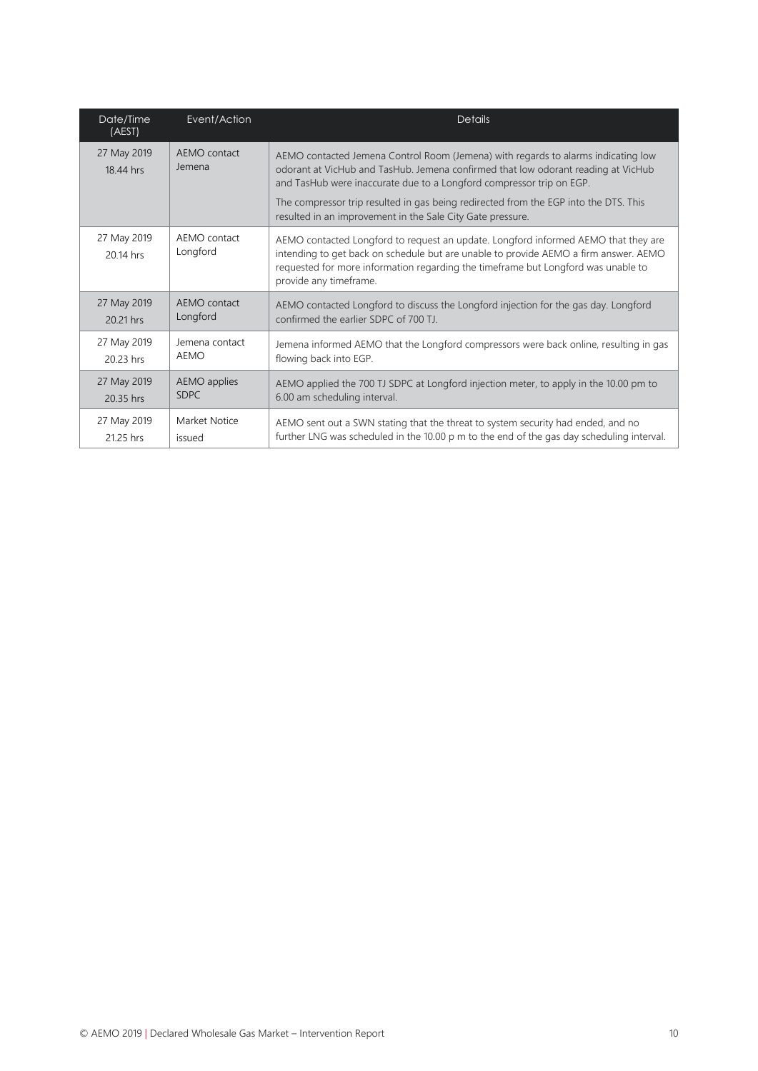| Date/Time (AEST) | Event/Action | Details |
| --- | --- | --- |
| 27 May 2019 18.44 hrs | AEMO contact Jemena | AEMO contacted Jemena Control Room (Jemena) with regards to alarms indicating low odorant at VicHub and TasHub. Jemena confirmed that low odorant reading at VicHub and TasHub were inaccurate due to a Longford compressor trip on EGP. The compressor trip resulted in gas being redirected from the EGP into the DTS. This resulted in an improvement in the Sale City Gate pressure. |
| 27 May 2019 20.14 hrs | AEMO contact Longford | AEMO contacted Longford to request an update. Longford informed AEMO that they are intending to get back on schedule but are unable to provide AEMO a firm answer. AEMO requested for more information regarding the timeframe but Longford was unable to provide any timeframe. |
| 27 May 2019 20.21 hrs | AEMO contact Longford | AEMO contacted Longford to discuss the Longford injection for the gas day. Longford confirmed the earlier SDPC of 700 TJ. |
| 27 May 2019 20.23 hrs | Jemena contact AEMO | Jemena informed AEMO that the Longford compressors were back online, resulting in gas flowing back into EGP. |
| 27 May 2019 20.35 hrs | AEMO applies SDPC | AEMO applied the 700 TJ SDPC at Longford injection meter, to apply in the 10.00 pm to 6.00 am scheduling interval. |
| 27 May 2019 21.25 hrs | Market Notice issued | AEMO sent out a SWN stating that the threat to system security had ended, and no further LNG was scheduled in the 10.00 p m to the end of the gas day scheduling interval. |